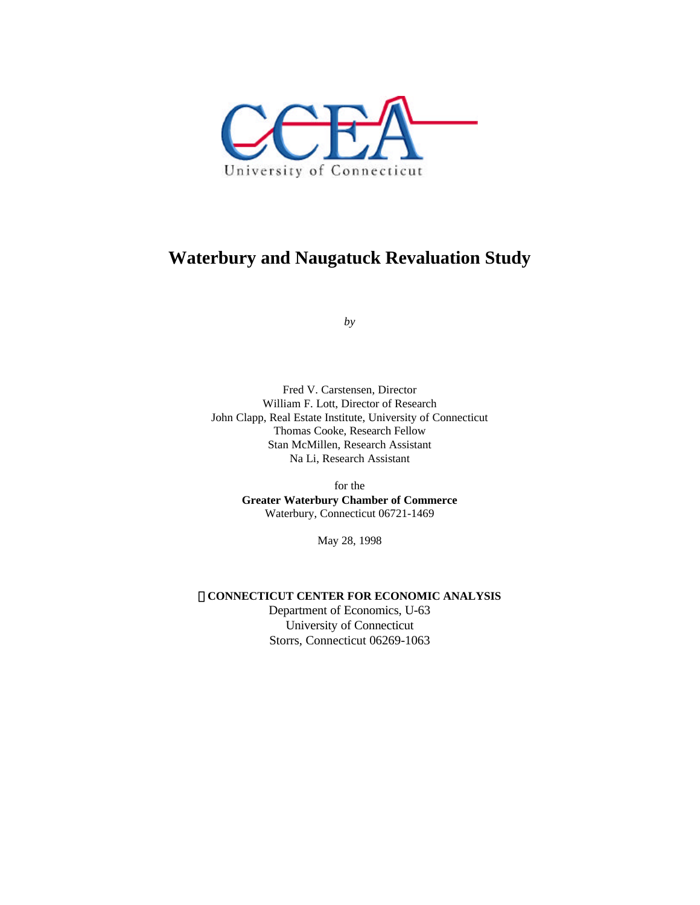CCEA

University of Connecticut

# Waterbury and Naugatuck Revaluation Study

*by*

Fred V. Carstensen, Director
William F. Lott, Director of Research
John Clapp, Real Estate Institute, University of Connecticut
Thomas Cooke, Research Fellow
Stan McMillen, Research Assistant
Na Li, Research Assistant

for the
**Greater Waterbury Chamber of Commerce**
Waterbury, Connecticut 06721-1469

May 28, 1998

**CONNECTICUT CENTER FOR ECONOMIC ANALYSIS**
Department of Economics, U-63
University of Connecticut
Storrs, Connecticut 06269-1063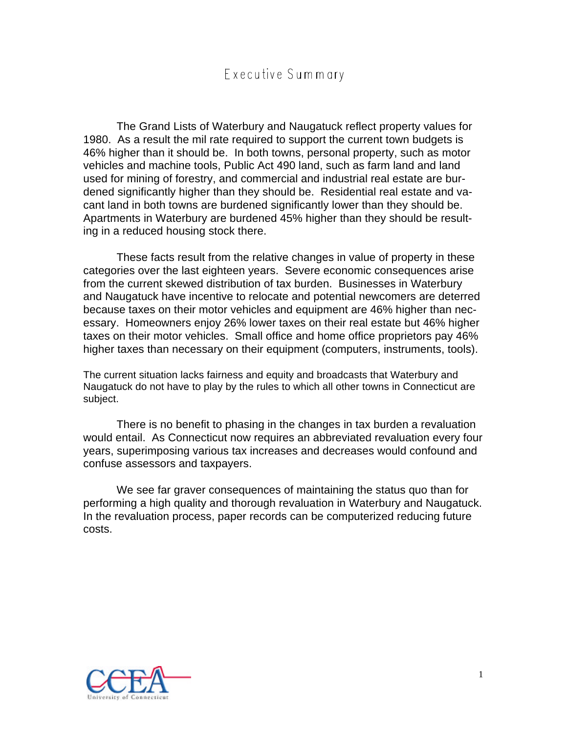# Executive Summary

The Grand Lists of Waterbury and Naugatuck reflect property values for 1980. As a result the mil rate required to support the current town budgets is 46% higher than it should be. In both towns, personal property, such as motor vehicles and machine tools, Public Act 490 land, such as farm land and land used for mining of forestry, and commercial and industrial real estate are burdened significantly higher than they should be. Residential real estate and vacant land in both towns are burdened significantly lower than they should be. Apartments in Waterbury are burdened 45% higher than they should be resulting in a reduced housing stock there.

These facts result from the relative changes in value of property in these categories over the last eighteen years. Severe economic consequences arise from the current skewed distribution of tax burden. Businesses in Waterbury and Naugatuck have incentive to relocate and potential newcomers are deterred because taxes on their motor vehicles and equipment are 46% higher than necessary. Homeowners enjoy 26% lower taxes on their real estate but 46% higher taxes on their motor vehicles. Small office and home office proprietors pay 46% higher taxes than necessary on their equipment (computers, instruments, tools).

The current situation lacks fairness and equity and broadcasts that Waterbury and Naugatuck do not have to play by the rules to which all other towns in Connecticut are subject.

There is no benefit to phasing in the changes in tax burden a revaluation would entail. As Connecticut now requires an abbreviated revaluation every four years, superimposing various tax increases and decreases would confound and confuse assessors and taxpayers.

We see far graver consequences of maintaining the status quo than for performing a high quality and thorough revaluation in Waterbury and Naugatuck. In the revaluation process, paper records can be computerized reducing future costs.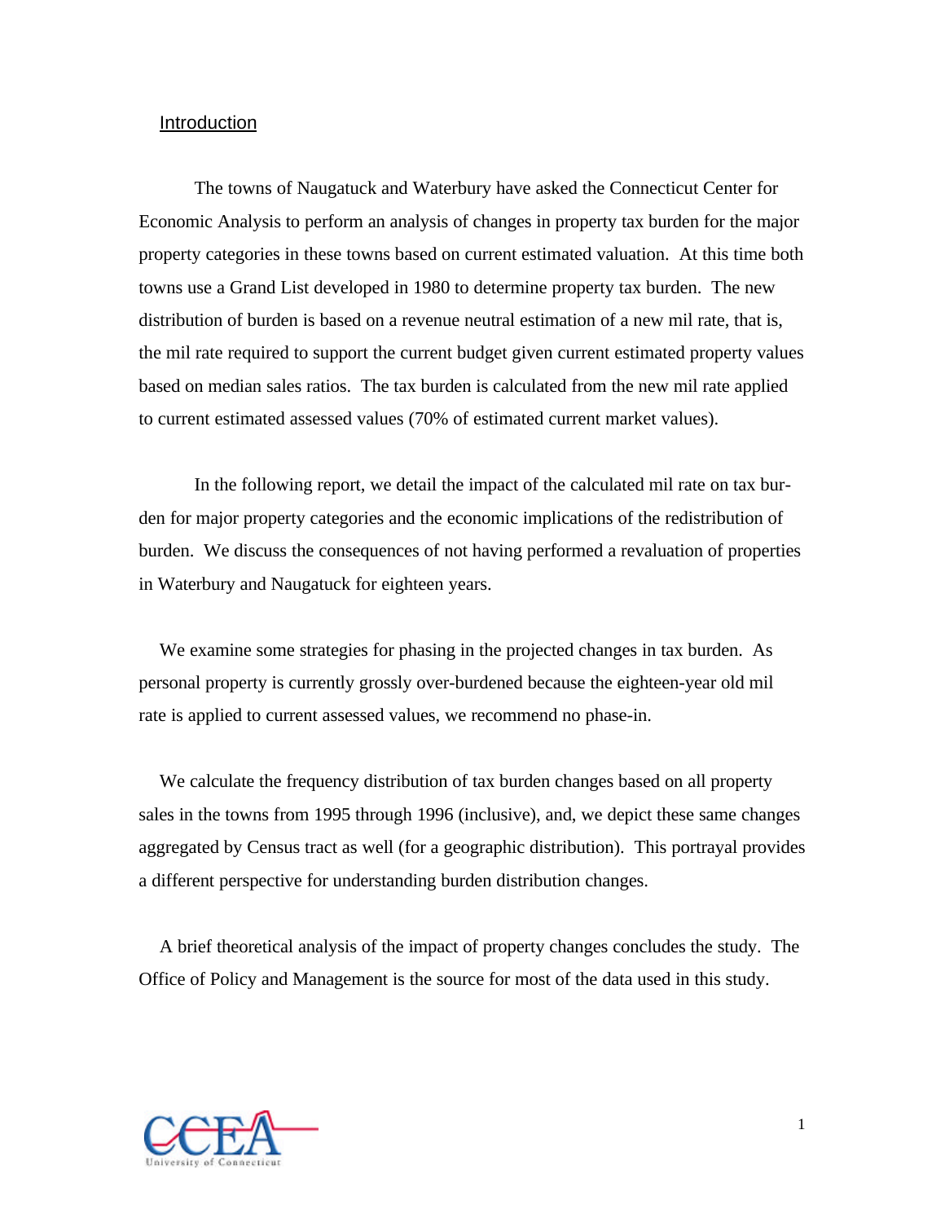## Introduction

The towns of Naugatuck and Waterbury have asked the Connecticut Center for Economic Analysis to perform an analysis of changes in property tax burden for the major property categories in these towns based on current estimated valuation. At this time both towns use a Grand List developed in 1980 to determine property tax burden. The new distribution of burden is based on a revenue neutral estimation of a new mil rate, that is, the mil rate required to support the current budget given current estimated property values based on median sales ratios. The tax burden is calculated from the new mil rate applied to current estimated assessed values (70% of estimated current market values).

In the following report, we detail the impact of the calculated mil rate on tax burden for major property categories and the economic implications of the redistribution of burden. We discuss the consequences of not having performed a revaluation of properties in Waterbury and Naugatuck for eighteen years.

We examine some strategies for phasing in the projected changes in tax burden. As personal property is currently grossly over-burdened because the eighteen-year old mil rate is applied to current assessed values, we recommend no phase-in.

We calculate the frequency distribution of tax burden changes based on all property sales in the towns from 1995 through 1996 (inclusive), and, we depict these same changes aggregated by Census tract as well (for a geographic distribution). This portrayal provides a different perspective for understanding burden distribution changes.

A brief theoretical analysis of the impact of property changes concludes the study. The Office of Policy and Management is the source for most of the data used in this study.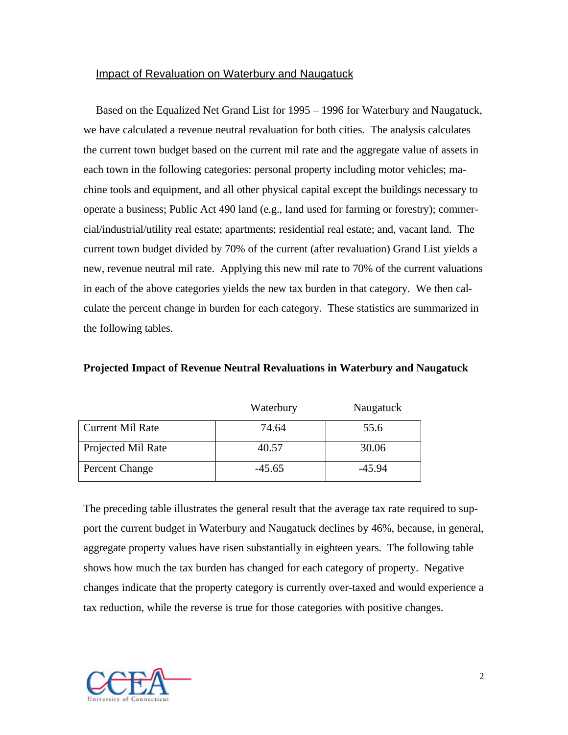## Impact of Revaluation on Waterbury and Naugatuck

Based on the Equalized Net Grand List for 1995 – 1996 for Waterbury and Naugatuck, we have calculated a revenue neutral revaluation for both cities. The analysis calculates the current town budget based on the current mil rate and the aggregate value of assets in each town in the following categories: personal property including motor vehicles; machine tools and equipment, and all other physical capital except the buildings necessary to operate a business; Public Act 490 land (e.g., land used for farming or forestry); commercial/industrial/utility real estate; apartments; residential real estate; and, vacant land. The current town budget divided by 70% of the current (after revaluation) Grand List yields a new, revenue neutral mil rate. Applying this new mil rate to 70% of the current valuations in each of the above categories yields the new tax burden in that category. We then calculate the percent change in burden for each category. These statistics are summarized in the following tables.

**Projected Impact of Revenue Neutral Revaluations in Waterbury and Naugatuck**

| | Waterbury | Naugatuck |
|---|---|---|
| Current Mil Rate | 74.64 | 55.6 |
| Projected Mil Rate | 40.57 | 30.06 |
| Percent Change | -45.65 | -45.94 |

The preceding table illustrates the general result that the average tax rate required to support the current budget in Waterbury and Naugatuck declines by 46%, because, in general, aggregate property values have risen substantially in eighteen years. The following table shows how much the tax burden has changed for each category of property. Negative changes indicate that the property category is currently over-taxed and would experience a tax reduction, while the reverse is true for those categories with positive changes.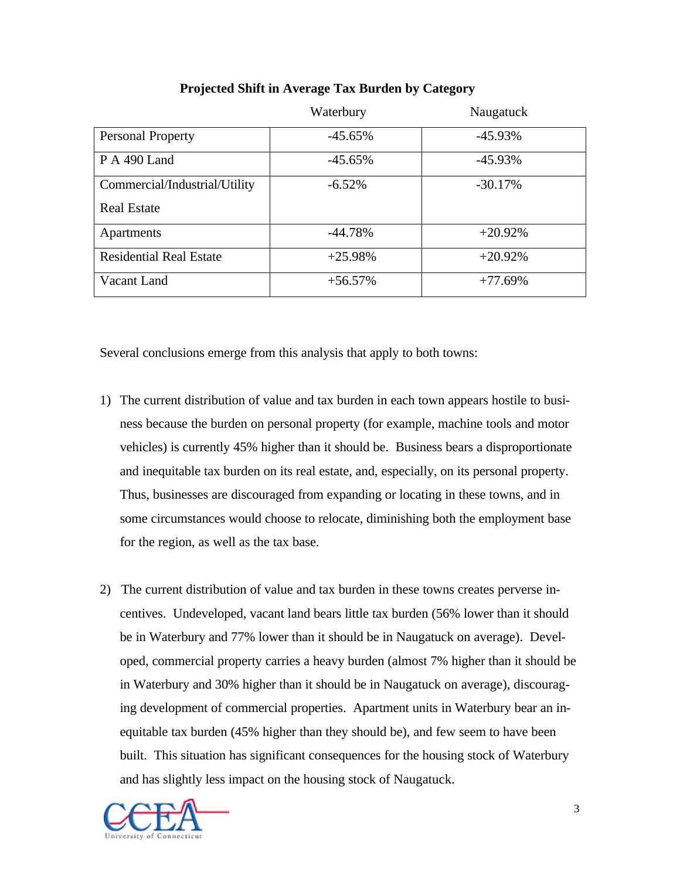**Projected Shift in Average Tax Burden by Category**

| | Waterbury | Naugatuck |
|---|---|---|
| Personal Property | -45.65% | -45.93% |
| P A 490 Land | -45.65% | -45.93% |
| Commercial/Industrial/Utility Real Estate | -6.52% | -30.17% |
| Apartments | -44.78% | +20.92% |
| Residential Real Estate | +25.98% | +20.92% |
| Vacant Land | +56.57% | +77.69% |

Several conclusions emerge from this analysis that apply to both towns:

1) The current distribution of value and tax burden in each town appears hostile to business because the burden on personal property (for example, machine tools and motor vehicles) is currently 45% higher than it should be. Business bears a disproportionate and inequitable tax burden on its real estate, and, especially, on its personal property. Thus, businesses are discouraged from expanding or locating in these towns, and in some circumstances would choose to relocate, diminishing both the employment base for the region, as well as the tax base.

2) The current distribution of value and tax burden in these towns creates perverse incentives. Undeveloped, vacant land bears little tax burden (56% lower than it should be in Waterbury and 77% lower than it should be in Naugatuck on average). Developed, commercial property carries a heavy burden (almost 7% higher than it should be in Waterbury and 30% higher than it should be in Naugatuck on average), discouraging development of commercial properties. Apartment units in Waterbury bear an inequitable tax burden (45% higher than they should be), and few seem to have been built. This situation has significant consequences for the housing stock of Waterbury and has slightly less impact on the housing stock of Naugatuck.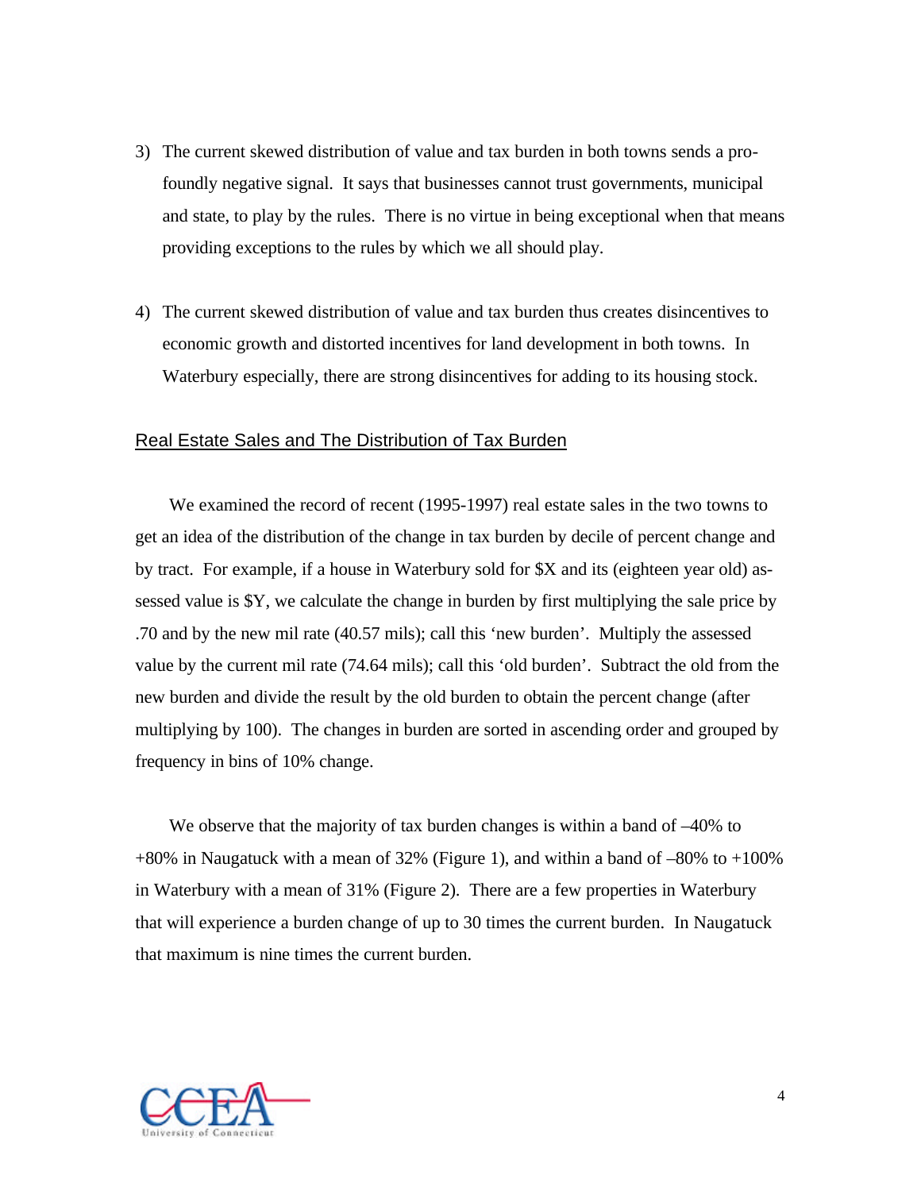3) The current skewed distribution of value and tax burden in both towns sends a profoundly negative signal. It says that businesses cannot trust governments, municipal and state, to play by the rules. There is no virtue in being exceptional when that means providing exceptions to the rules by which we all should play.

4) The current skewed distribution of value and tax burden thus creates disincentives to economic growth and distorted incentives for land development in both towns. In Waterbury especially, there are strong disincentives for adding to its housing stock.

## Real Estate Sales and The Distribution of Tax Burden

We examined the record of recent (1995-1997) real estate sales in the two towns to get an idea of the distribution of the change in tax burden by decile of percent change and by tract. For example, if a house in Waterbury sold for $X and its (eighteen year old) assessed value is $Y, we calculate the change in burden by first multiplying the sale price by .70 and by the new mil rate (40.57 mils); call this 'new burden'. Multiply the assessed value by the current mil rate (74.64 mils); call this 'old burden'. Subtract the old from the new burden and divide the result by the old burden to obtain the percent change (after multiplying by 100). The changes in burden are sorted in ascending order and grouped by frequency in bins of 10% change.

We observe that the majority of tax burden changes is within a band of –40% to +80% in Naugatuck with a mean of 32% (Figure 1), and within a band of –80% to +100% in Waterbury with a mean of 31% (Figure 2). There are a few properties in Waterbury that will experience a burden change of up to 30 times the current burden. In Naugatuck that maximum is nine times the current burden.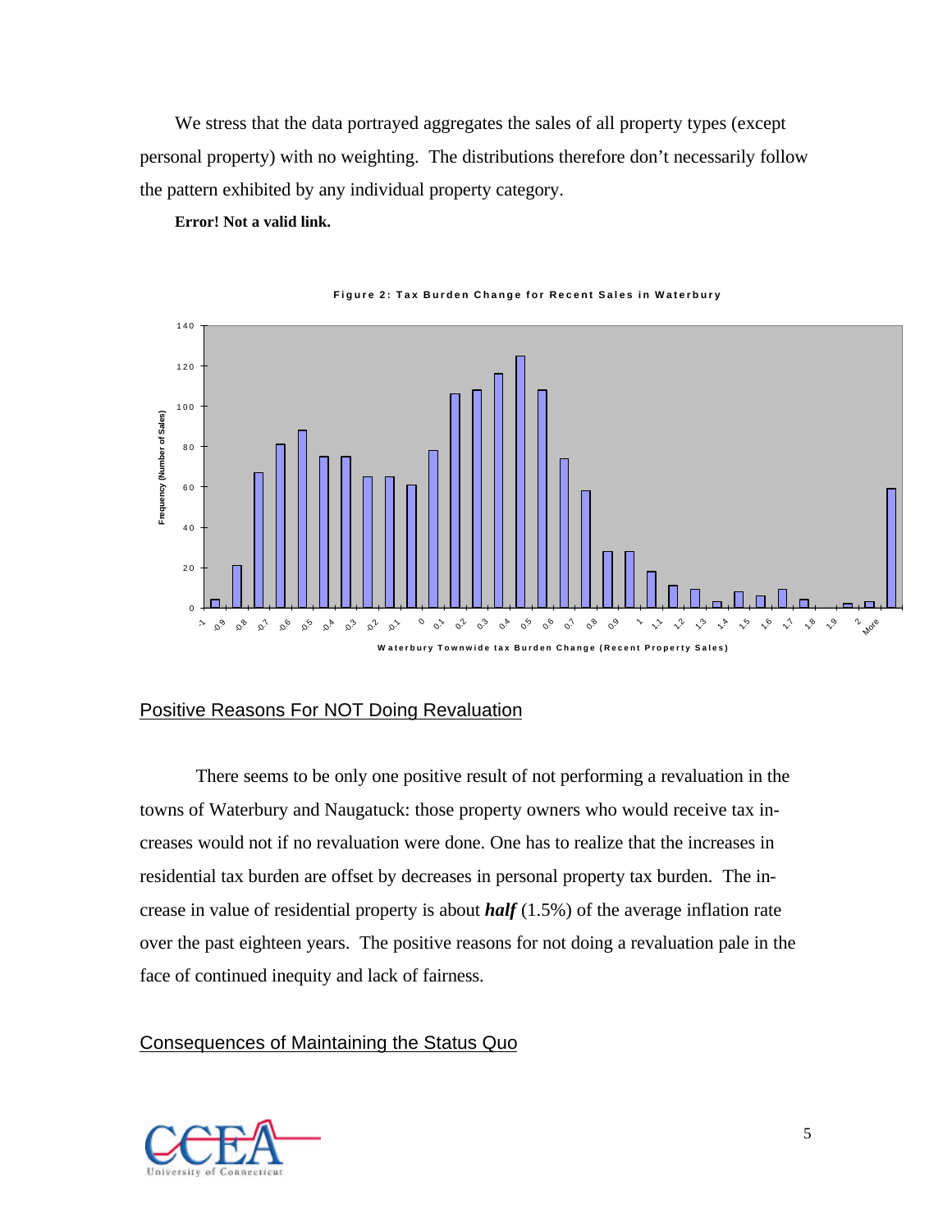We stress that the data portrayed aggregates the sales of all property types (except personal property) with no weighting. The distributions therefore don't necessarily follow the pattern exhibited by any individual property category.

**Error! Not a valid link.**

Figure 2: Tax Burden Change for Recent Sales in Waterbury

| Waterbury Townwide tax Burden Change (Recent Property Sales) | Frequency (Number of Sales) |
|---|---|
| -1 | 4 |
| -0.9 | 21 |
| -0.8 | 67 |
| -0.7 | 81 |
| -0.6 | 88 |
| -0.5 | 75 |
| -0.4 | 75 |
| -0.3 | 65 |
| -0.2 | 65 |
| -0.1 | 61 |
| 0 | 78 |
| 0.1 | 106 |
| 0.2 | 108 |
| 0.3 | 116 |
| 0.4 | 125 |
| 0.5 | 108 |
| 0.6 | 74 |
| 0.7 | 58 |
| 0.8 | 28 |
| 0.9 | 28 |
| 1 | 18 |
| 1.1 | 11 |
| 1.2 | 9 |
| 1.3 | 3 |
| 1.4 | 8 |
| 1.5 | 6 |
| 1.6 | 9 |
| 1.7 | 4 |
| 1.8 | 0 |
| 1.9 | 2 |
| 2 | 3 |
| More | 59 |

## Positive Reasons For NOT Doing Revaluation

There seems to be only one positive result of not performing a revaluation in the towns of Waterbury and Naugatuck: those property owners who would receive tax increases would not if no revaluation were done. One has to realize that the increases in residential tax burden are offset by decreases in personal property tax burden. The increase in value of residential property is about ***half*** (1.5%) of the average inflation rate over the past eighteen years. The positive reasons for not doing a revaluation pale in the face of continued inequity and lack of fairness.

## Consequences of Maintaining the Status Quo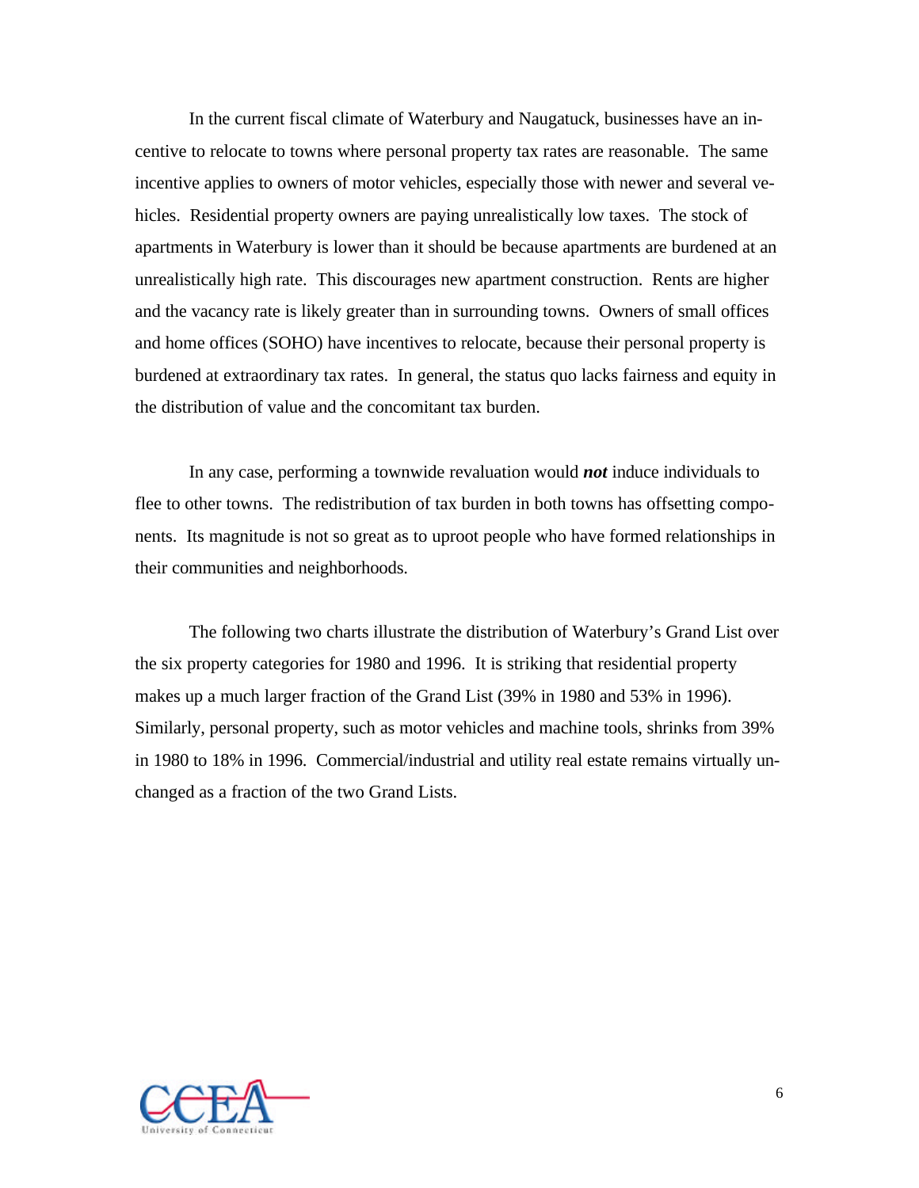In the current fiscal climate of Waterbury and Naugatuck, businesses have an incentive to relocate to towns where personal property tax rates are reasonable. The same incentive applies to owners of motor vehicles, especially those with newer and several vehicles. Residential property owners are paying unrealistically low taxes. The stock of apartments in Waterbury is lower than it should be because apartments are burdened at an unrealistically high rate. This discourages new apartment construction. Rents are higher and the vacancy rate is likely greater than in surrounding towns. Owners of small offices and home offices (SOHO) have incentives to relocate, because their personal property is burdened at extraordinary tax rates. In general, the status quo lacks fairness and equity in the distribution of value and the concomitant tax burden.

In any case, performing a townwide revaluation would ***not*** induce individuals to flee to other towns. The redistribution of tax burden in both towns has offsetting components. Its magnitude is not so great as to uproot people who have formed relationships in their communities and neighborhoods.

The following two charts illustrate the distribution of Waterbury's Grand List over the six property categories for 1980 and 1996. It is striking that residential property makes up a much larger fraction of the Grand List (39% in 1980 and 53% in 1996). Similarly, personal property, such as motor vehicles and machine tools, shrinks from 39% in 1980 to 18% in 1996. Commercial/industrial and utility real estate remains virtually unchanged as a fraction of the two Grand Lists.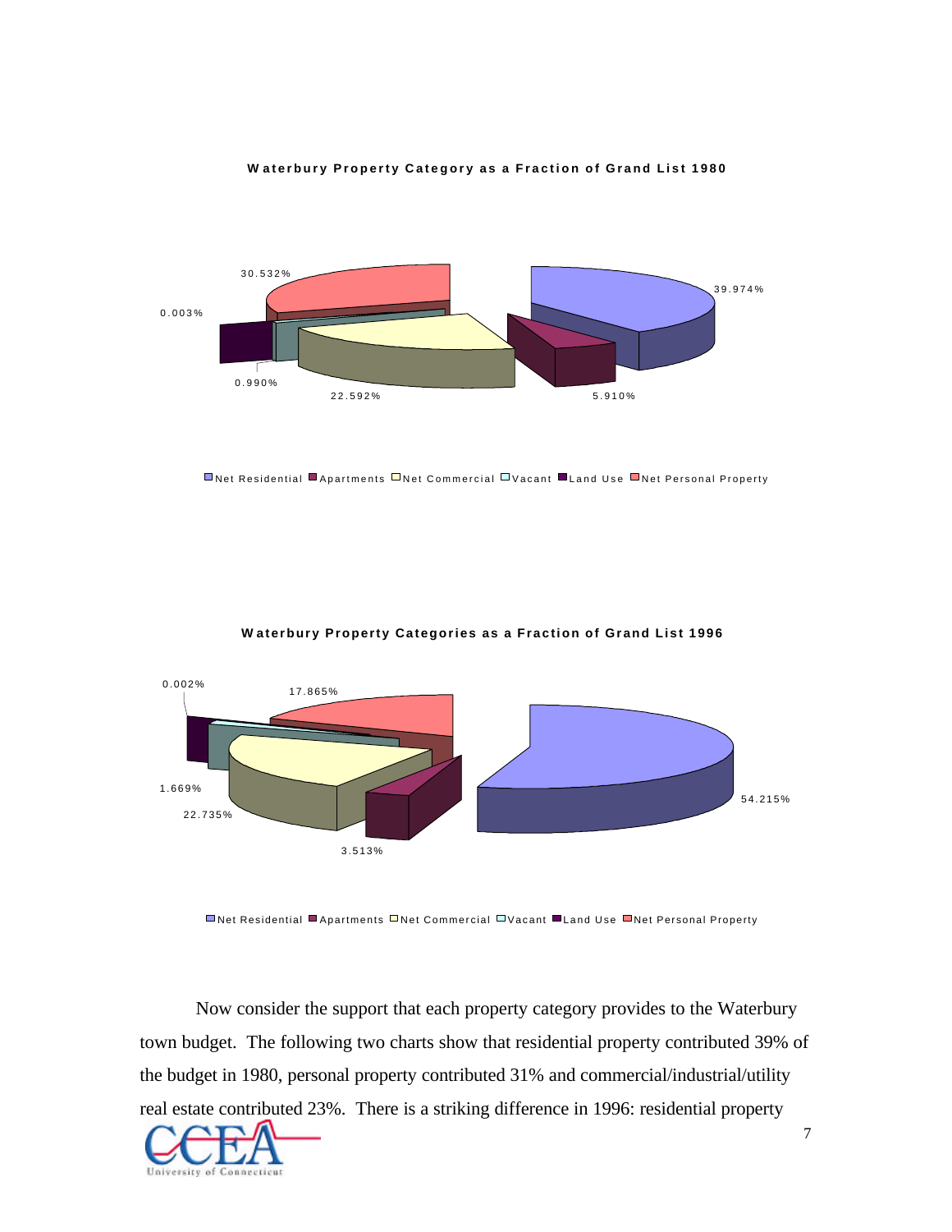**Waterbury Property Category as a Fraction of Grand List 1980**

30.532%

0.003%

0.990%

22.592%

5.910%

39.974%

Net Residential · Apartments · Net Commercial · Vacant · Land Use · Net Personal Property

**Waterbury Property Categories as a Fraction of Grand List 1996**

0.002%

17.865%

1.669%

22.735%

3.513%

54.215%

Net Residential · Apartments · Net Commercial · Vacant · Land Use · Net Personal Property

Now consider the support that each property category provides to the Waterbury town budget. The following two charts show that residential property contributed 39% of the budget in 1980, personal property contributed 31% and commercial/industrial/utility real estate contributed 23%. There is a striking difference in 1996: residential property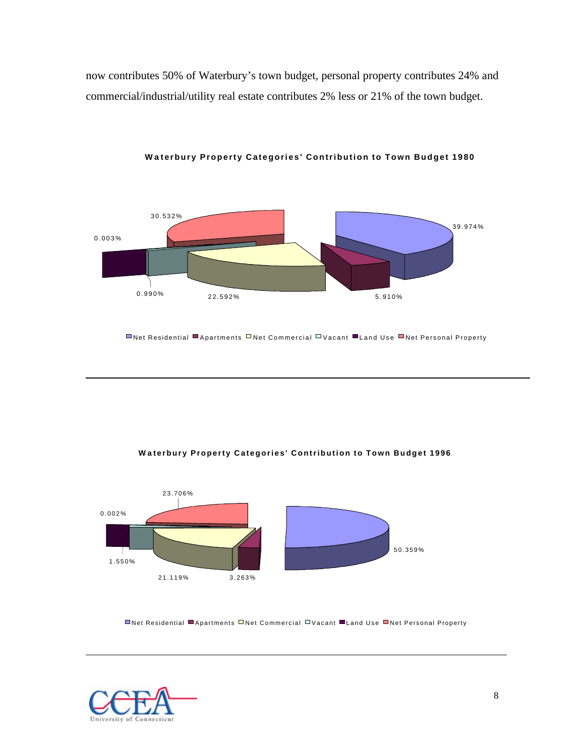now contributes 50% of Waterbury's town budget, personal property contributes 24% and commercial/industrial/utility real estate contributes 2% less or 21% of the town budget.

**Waterbury Property Categories' Contribution to Town Budget 1980**

| Category | Percentage |
|---|---|
| Net Residential | 39.974% |
| Apartments | 5.910% |
| Net Commercial | 22.592% |
| Vacant | 0.990% |
| Land Use | 0.003% |
| Net Personal Property | 30.532% |

**Waterbury Property Categories' Contribution to Town Budget 1996**

| Category | Percentage |
|---|---|
| Net Residential | 50.359% |
| Apartments | 3.263% |
| Net Commercial | 21.119% |
| Vacant | 1.550% |
| Land Use | 0.002% |
| Net Personal Property | 23.706% |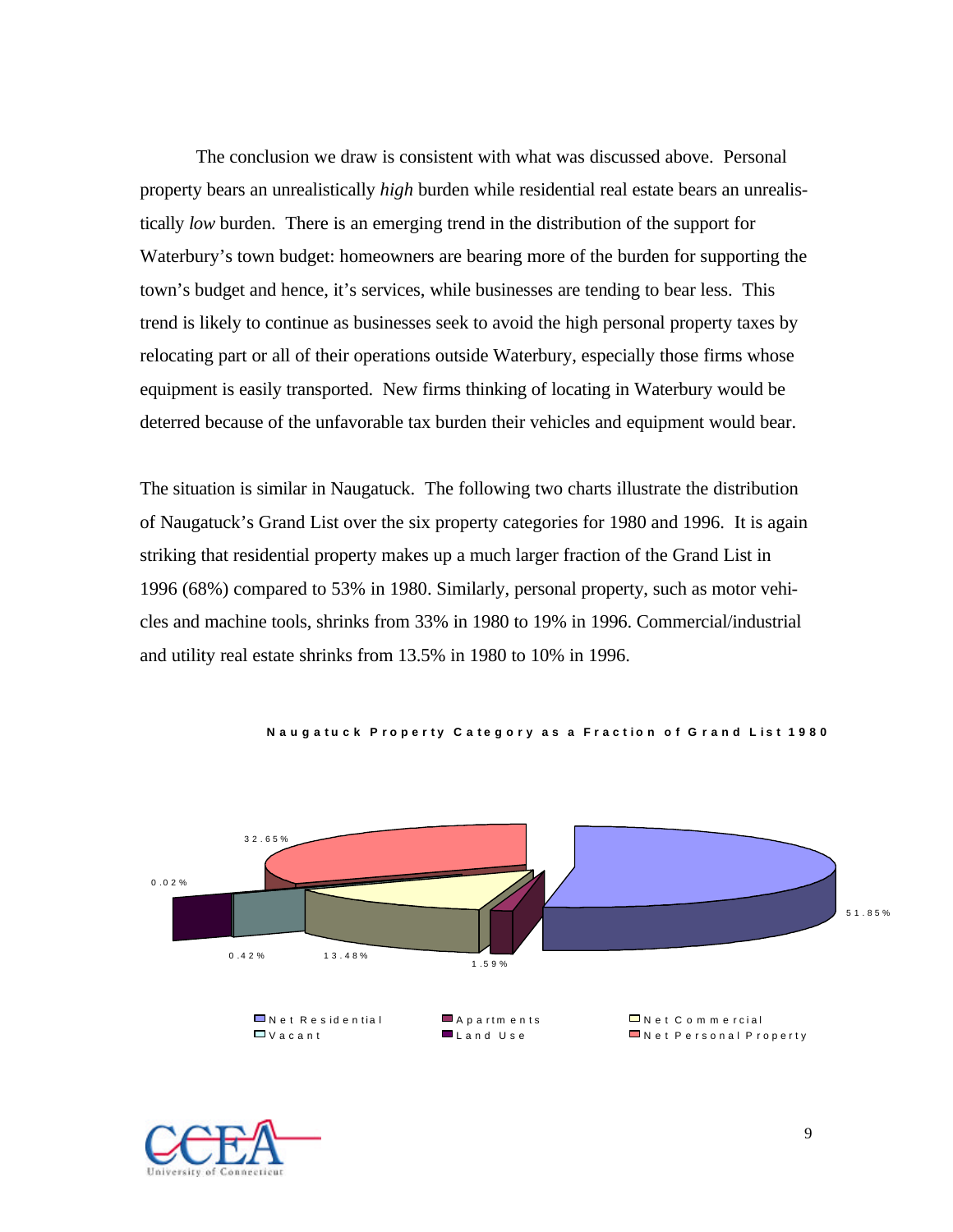The conclusion we draw is consistent with what was discussed above. Personal property bears an unrealistically *high* burden while residential real estate bears an unrealistically *low* burden. There is an emerging trend in the distribution of the support for Waterbury's town budget: homeowners are bearing more of the burden for supporting the town's budget and hence, it's services, while businesses are tending to bear less. This trend is likely to continue as businesses seek to avoid the high personal property taxes by relocating part or all of their operations outside Waterbury, especially those firms whose equipment is easily transported. New firms thinking of locating in Waterbury would be deterred because of the unfavorable tax burden their vehicles and equipment would bear.

The situation is similar in Naugatuck. The following two charts illustrate the distribution of Naugatuck's Grand List over the six property categories for 1980 and 1996. It is again striking that residential property makes up a much larger fraction of the Grand List in 1996 (68%) compared to 53% in 1980. Similarly, personal property, such as motor vehicles and machine tools, shrinks from 33% in 1980 to 19% in 1996. Commercial/industrial and utility real estate shrinks from 13.5% in 1980 to 10% in 1996.

**Naugatuck Property Category as a Fraction of Grand List 1980**

| Category | Share |
|---|---|
| Net Residential | 51.85% |
| Apartments | 1.59% |
| Net Commercial | 13.48% |
| Vacant | 0.42% |
| Land Use | 0.02% |
| Net Personal Property | 32.65% |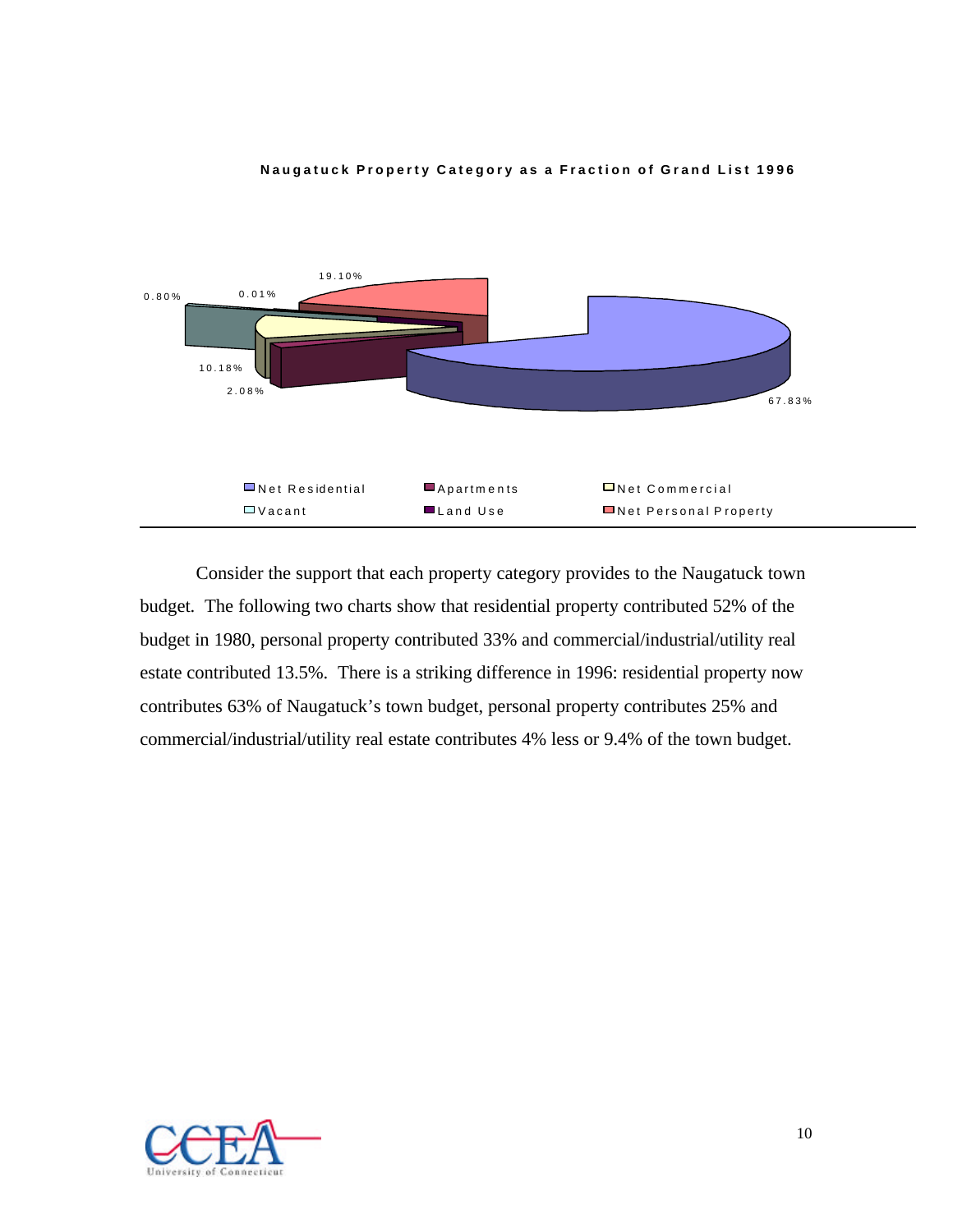**Naugatuck Property Category as a Fraction of Grand List 1996**

| Category | Percentage |
|---|---|
| Net Residential | 67.83% |
| Apartments | 2.08% |
| Net Commercial | 10.18% |
| Vacant | 0.80% |
| Land Use | 0.01% |
| Net Personal Property | 19.10% |

Consider the support that each property category provides to the Naugatuck town budget. The following two charts show that residential property contributed 52% of the budget in 1980, personal property contributed 33% and commercial/industrial/utility real estate contributed 13.5%. There is a striking difference in 1996: residential property now contributes 63% of Naugatuck's town budget, personal property contributes 25% and commercial/industrial/utility real estate contributes 4% less or 9.4% of the town budget.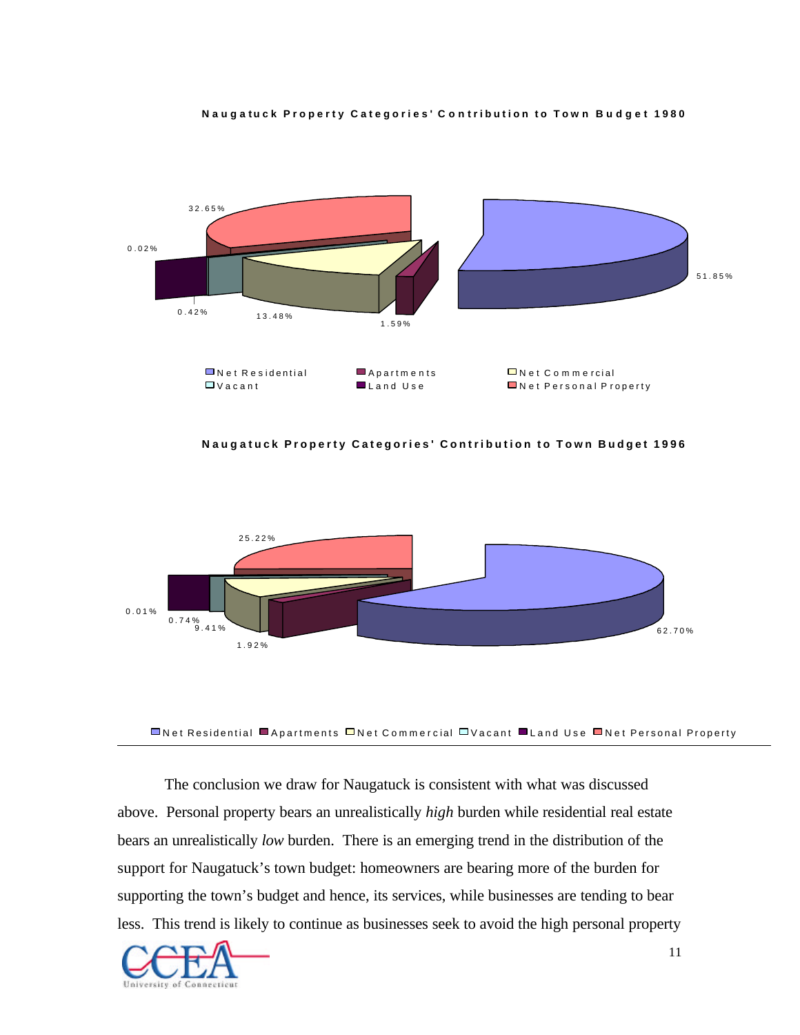**Naugatuck Property Categories' Contribution to Town Budget 1980**

32.65%

0.02%

0.42%

13.48%

1.59%

51.85%

Net Residential | Apartments | Net Commercial | Vacant | Land Use | Net Personal Property

**Naugatuck Property Categories' Contribution to Town Budget 1996**

25.22%

0.01%

0.74%

9.41%

1.92%

62.70%

Net Residential | Apartments | Net Commercial | Vacant | Land Use | Net Personal Property

---

The conclusion we draw for Naugatuck is consistent with what was discussed above. Personal property bears an unrealistically *high* burden while residential real estate bears an unrealistically *low* burden. There is an emerging trend in the distribution of the support for Naugatuck's town budget: homeowners are bearing more of the burden for supporting the town's budget and hence, its services, while businesses are tending to bear less. This trend is likely to continue as businesses seek to avoid the high personal property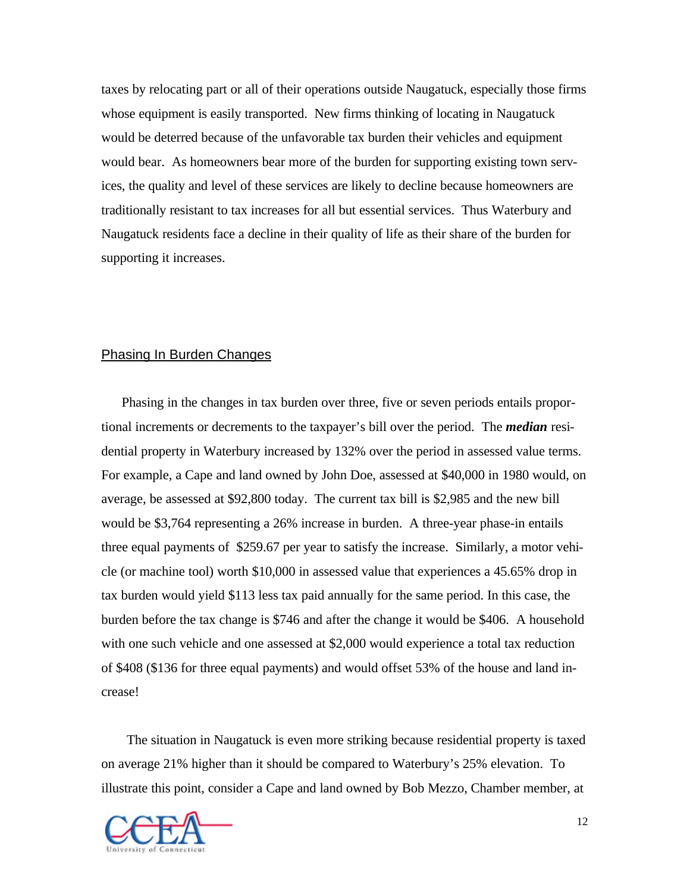taxes by relocating part or all of their operations outside Naugatuck, especially those firms whose equipment is easily transported. New firms thinking of locating in Naugatuck would be deterred because of the unfavorable tax burden their vehicles and equipment would bear. As homeowners bear more of the burden for supporting existing town services, the quality and level of these services are likely to decline because homeowners are traditionally resistant to tax increases for all but essential services. Thus Waterbury and Naugatuck residents face a decline in their quality of life as their share of the burden for supporting it increases.

## Phasing In Burden Changes

Phasing in the changes in tax burden over three, five or seven periods entails proportional increments or decrements to the taxpayer's bill over the period. The ***median*** residential property in Waterbury increased by 132% over the period in assessed value terms. For example, a Cape and land owned by John Doe, assessed at $40,000 in 1980 would, on average, be assessed at $92,800 today. The current tax bill is $2,985 and the new bill would be $3,764 representing a 26% increase in burden. A three-year phase-in entails three equal payments of $259.67 per year to satisfy the increase. Similarly, a motor vehicle (or machine tool) worth $10,000 in assessed value that experiences a 45.65% drop in tax burden would yield $113 less tax paid annually for the same period. In this case, the burden before the tax change is $746 and after the change it would be $406. A household with one such vehicle and one assessed at $2,000 would experience a total tax reduction of $408 ($136 for three equal payments) and would offset 53% of the house and land increase!

The situation in Naugatuck is even more striking because residential property is taxed on average 21% higher than it should be compared to Waterbury's 25% elevation. To illustrate this point, consider a Cape and land owned by Bob Mezzo, Chamber member, at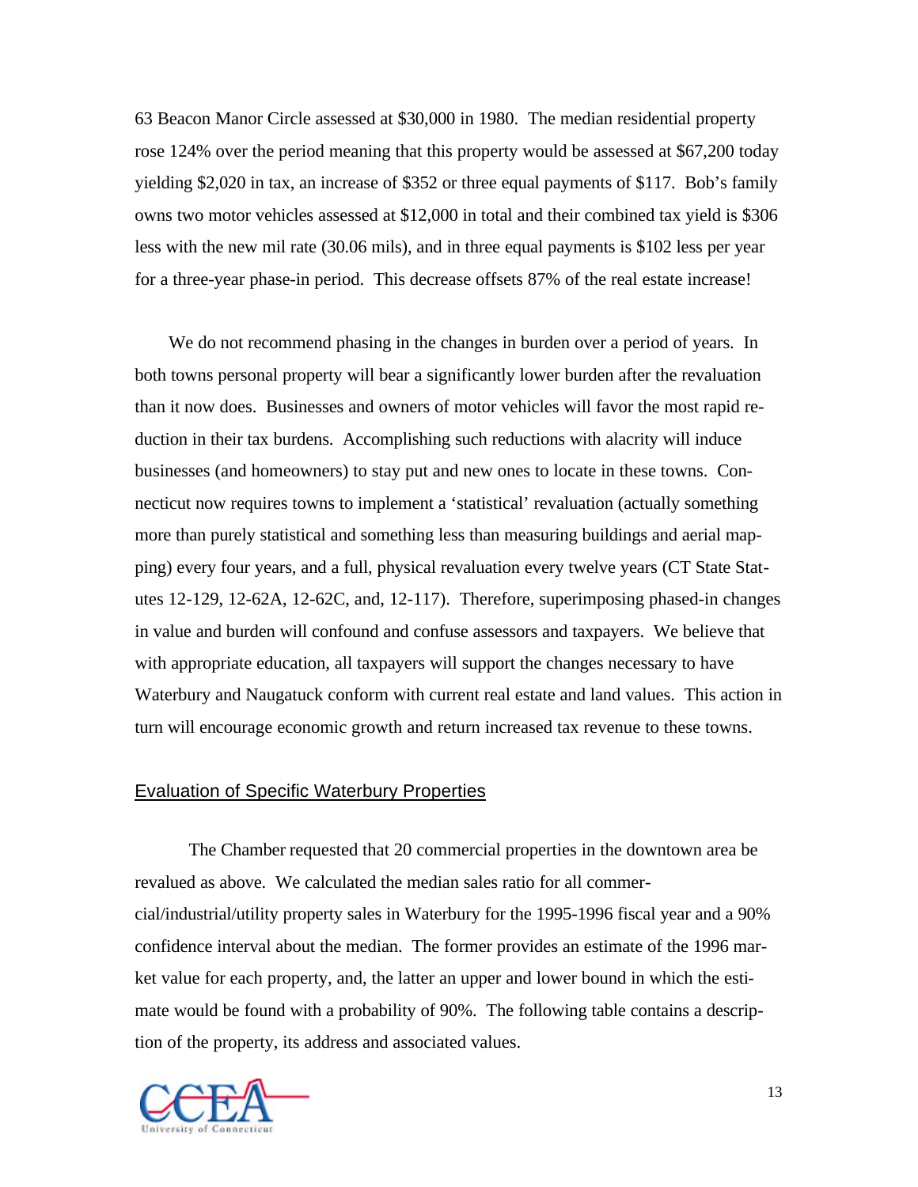63 Beacon Manor Circle assessed at $30,000 in 1980. The median residential property rose 124% over the period meaning that this property would be assessed at $67,200 today yielding $2,020 in tax, an increase of $352 or three equal payments of $117. Bob's family owns two motor vehicles assessed at $12,000 in total and their combined tax yield is $306 less with the new mil rate (30.06 mils), and in three equal payments is $102 less per year for a three-year phase-in period. This decrease offsets 87% of the real estate increase!

We do not recommend phasing in the changes in burden over a period of years. In both towns personal property will bear a significantly lower burden after the revaluation than it now does. Businesses and owners of motor vehicles will favor the most rapid reduction in their tax burdens. Accomplishing such reductions with alacrity will induce businesses (and homeowners) to stay put and new ones to locate in these towns. Connecticut now requires towns to implement a 'statistical' revaluation (actually something more than purely statistical and something less than measuring buildings and aerial mapping) every four years, and a full, physical revaluation every twelve years (CT State Statutes 12-129, 12-62A, 12-62C, and, 12-117). Therefore, superimposing phased-in changes in value and burden will confound and confuse assessors and taxpayers. We believe that with appropriate education, all taxpayers will support the changes necessary to have Waterbury and Naugatuck conform with current real estate and land values. This action in turn will encourage economic growth and return increased tax revenue to these towns.

## Evaluation of Specific Waterbury Properties

The Chamber requested that 20 commercial properties in the downtown area be revalued as above. We calculated the median sales ratio for all commercial/industrial/utility property sales in Waterbury for the 1995-1996 fiscal year and a 90% confidence interval about the median. The former provides an estimate of the 1996 market value for each property, and, the latter an upper and lower bound in which the estimate would be found with a probability of 90%. The following table contains a description of the property, its address and associated values.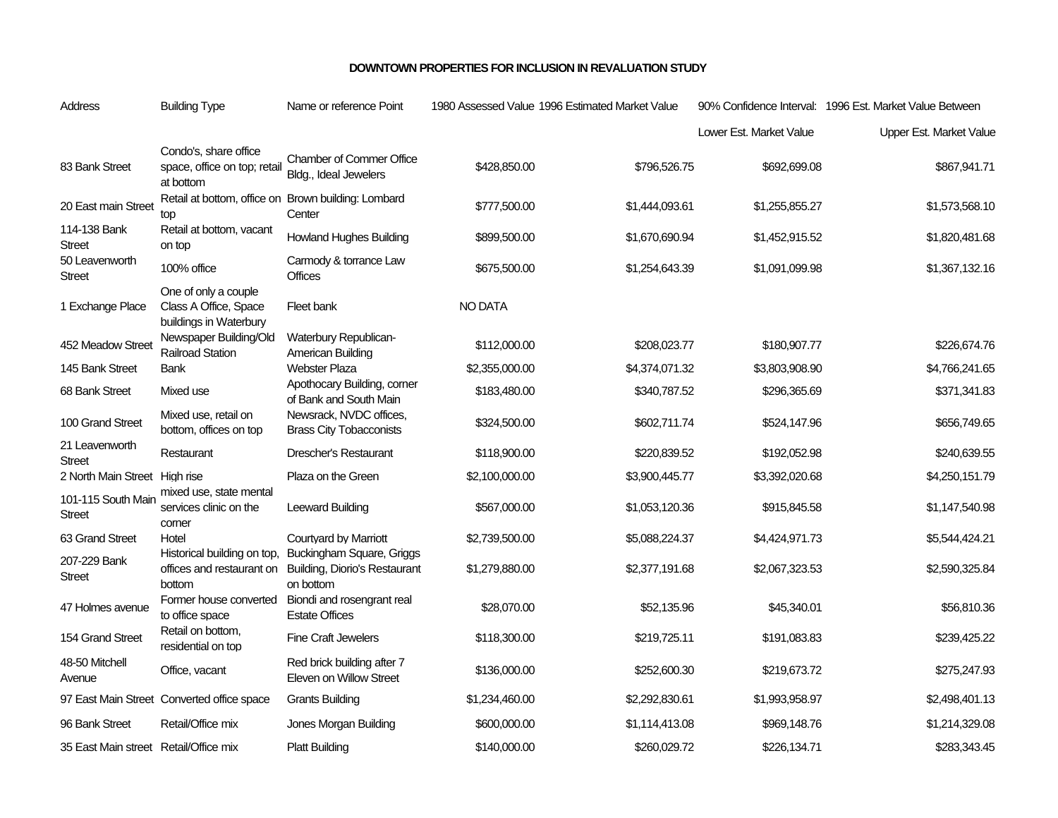# DOWNTOWN PROPERTIES FOR INCLUSION IN REVALUATION STUDY

| Address | Building Type | Name or reference Point | 1980 Assessed Value | 1996 Estimated Market Value | 90% Confidence Interval: 1996 Est. Market Value Between | |
|---|---|---|---|---|---|---|
| | | | | | Lower Est. Market Value | Upper Est. Market Value |
| 83 Bank Street | Condo's, share office space, office on top; retail at bottom | Chamber of Commer Office Bldg., Ideal Jewelers | $428,850.00 | $796,526.75 | $692,699.08 | $867,941.71 |
| 20 East main Street | Retail at bottom, office on top | Brown building: Lombard Center | $777,500.00 | $1,444,093.61 | $1,255,855.27 | $1,573,568.10 |
| 114-138 Bank Street | Retail at bottom, vacant on top | Howland Hughes Building | $899,500.00 | $1,670,690.94 | $1,452,915.52 | $1,820,481.68 |
| 50 Leavenworth Street | 100% office | Carmody & torrance Law Offices | $675,500.00 | $1,254,643.39 | $1,091,099.98 | $1,367,132.16 |
| 1 Exchange Place | One of only a couple Class A Office, Space buildings in Waterbury | Fleet bank | NO DATA | | | |
| 452 Meadow Street | Newspaper Building/Old Railroad Station | Waterbury Republican-American Building | $112,000.00 | $208,023.77 | $180,907.77 | $226,674.76 |
| 145 Bank Street | Bank | Webster Plaza | $2,355,000.00 | $4,374,071.32 | $3,803,908.90 | $4,766,241.65 |
| 68 Bank Street | Mixed use | Apothocary Building, corner of Bank and South Main | $183,480.00 | $340,787.52 | $296,365.69 | $371,341.83 |
| 100 Grand Street | Mixed use, retail on bottom, offices on top | Newsrack, NVDC offices, Brass City Tobacconists | $324,500.00 | $602,711.74 | $524,147.96 | $656,749.65 |
| 21 Leavenworth Street | Restaurant | Drescher's Restaurant | $118,900.00 | $220,839.52 | $192,052.98 | $240,639.55 |
| 2 North Main Street | High rise | Plaza on the Green | $2,100,000.00 | $3,900,445.77 | $3,392,020.68 | $4,250,151.79 |
| 101-115 South Main Street | mixed use, state mental services clinic on the corner | Leeward Building | $567,000.00 | $1,053,120.36 | $915,845.58 | $1,147,540.98 |
| 63 Grand Street | Hotel | Courtyard by Marriott | $2,739,500.00 | $5,088,224.37 | $4,424,971.73 | $5,544,424.21 |
| 207-229 Bank Street | Historical building on top, offices and restaurant on bottom | Buckingham Square, Griggs Building, Diorio's Restaurant on bottom | $1,279,880.00 | $2,377,191.68 | $2,067,323.53 | $2,590,325.84 |
| 47 Holmes avenue | Former house converted to office space | Biondi and rosengrant real Estate Offices | $28,070.00 | $52,135.96 | $45,340.01 | $56,810.36 |
| 154 Grand Street | Retail on bottom, residential on top | Fine Craft Jewelers | $118,300.00 | $219,725.11 | $191,083.83 | $239,425.22 |
| 48-50 Mitchell Avenue | Office, vacant | Red brick building after 7 Eleven on Willow Street | $136,000.00 | $252,600.30 | $219,673.72 | $275,247.93 |
| 97 East Main Street | Converted office space | Grants Building | $1,234,460.00 | $2,292,830.61 | $1,993,958.97 | $2,498,401.13 |
| 96 Bank Street | Retail/Office mix | Jones Morgan Building | $600,000.00 | $1,114,413.08 | $969,148.76 | $1,214,329.08 |
| 35 East Main street | Retail/Office mix | Platt Building | $140,000.00 | $260,029.72 | $226,134.71 | $283,343.45 |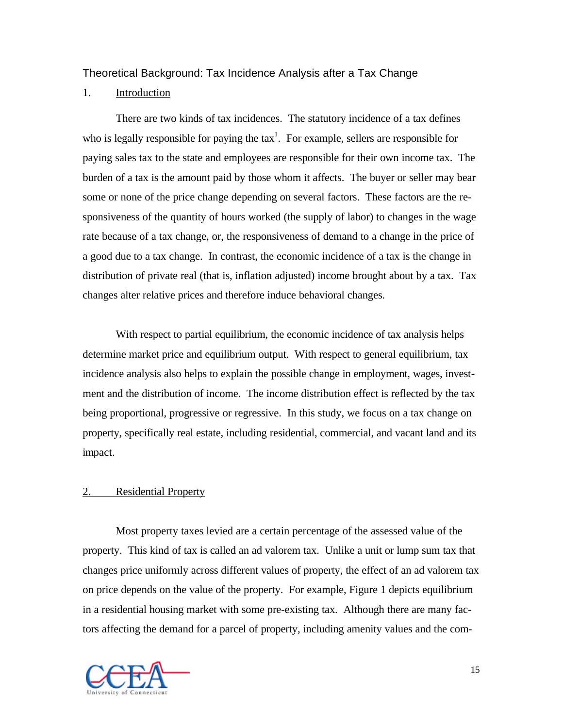## Theoretical Background: Tax Incidence Analysis after a Tax Change

### 1. Introduction

There are two kinds of tax incidences. The statutory incidence of a tax defines who is legally responsible for paying the tax[1]. For example, sellers are responsible for paying sales tax to the state and employees are responsible for their own income tax. The burden of a tax is the amount paid by those whom it affects. The buyer or seller may bear some or none of the price change depending on several factors. These factors are the responsiveness of the quantity of hours worked (the supply of labor) to changes in the wage rate because of a tax change, or, the responsiveness of demand to a change in the price of a good due to a tax change. In contrast, the economic incidence of a tax is the change in distribution of private real (that is, inflation adjusted) income brought about by a tax. Tax changes alter relative prices and therefore induce behavioral changes.

With respect to partial equilibrium, the economic incidence of tax analysis helps determine market price and equilibrium output. With respect to general equilibrium, tax incidence analysis also helps to explain the possible change in employment, wages, investment and the distribution of income. The income distribution effect is reflected by the tax being proportional, progressive or regressive. In this study, we focus on a tax change on property, specifically real estate, including residential, commercial, and vacant land and its impact.

### 2. Residential Property

Most property taxes levied are a certain percentage of the assessed value of the property. This kind of tax is called an ad valorem tax. Unlike a unit or lump sum tax that changes price uniformly across different values of property, the effect of an ad valorem tax on price depends on the value of the property. For example, Figure 1 depicts equilibrium in a residential housing market with some pre-existing tax. Although there are many factors affecting the demand for a parcel of property, including amenity values and the com-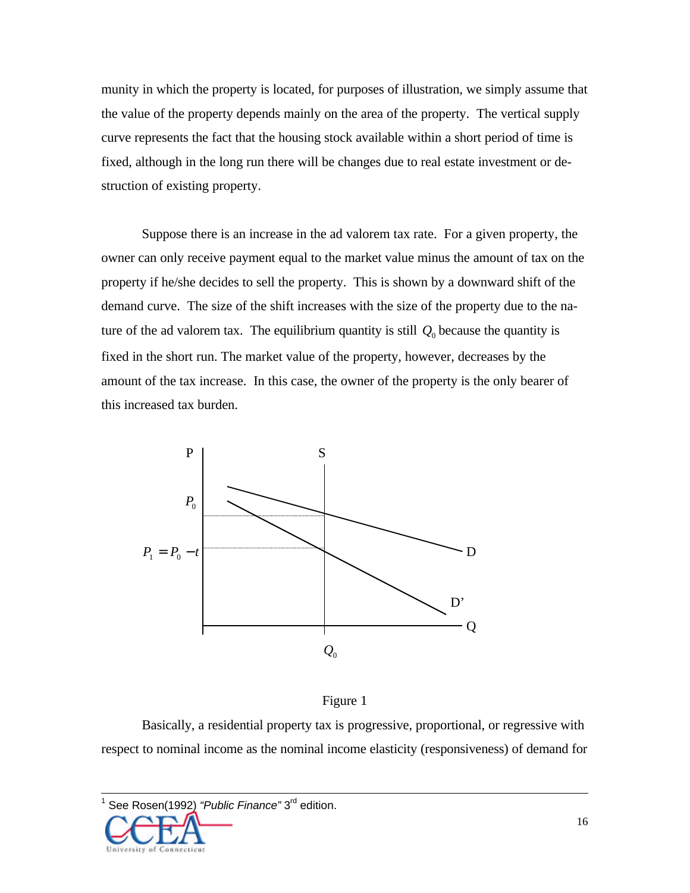munity in which the property is located, for purposes of illustration, we simply assume that the value of the property depends mainly on the area of the property. The vertical supply curve represents the fact that the housing stock available within a short period of time is fixed, although in the long run there will be changes due to real estate investment or destruction of existing property.

Suppose there is an increase in the ad valorem tax rate. For a given property, the owner can only receive payment equal to the market value minus the amount of tax on the property if he/she decides to sell the property. This is shown by a downward shift of the demand curve. The size of the shift increases with the size of the property due to the nature of the ad valorem tax. The equilibrium quantity is still $Q_0$ because the quantity is fixed in the short run. The market value of the property, however, decreases by the amount of the tax increase. In this case, the owner of the property is the only bearer of this increased tax burden.

Figure 1

Basically, a residential property tax is progressive, proportional, or regressive with respect to nominal income as the nominal income elasticity (responsiveness) of demand for

[1] See Rosen(1992) *"Public Finance"* 3rd edition.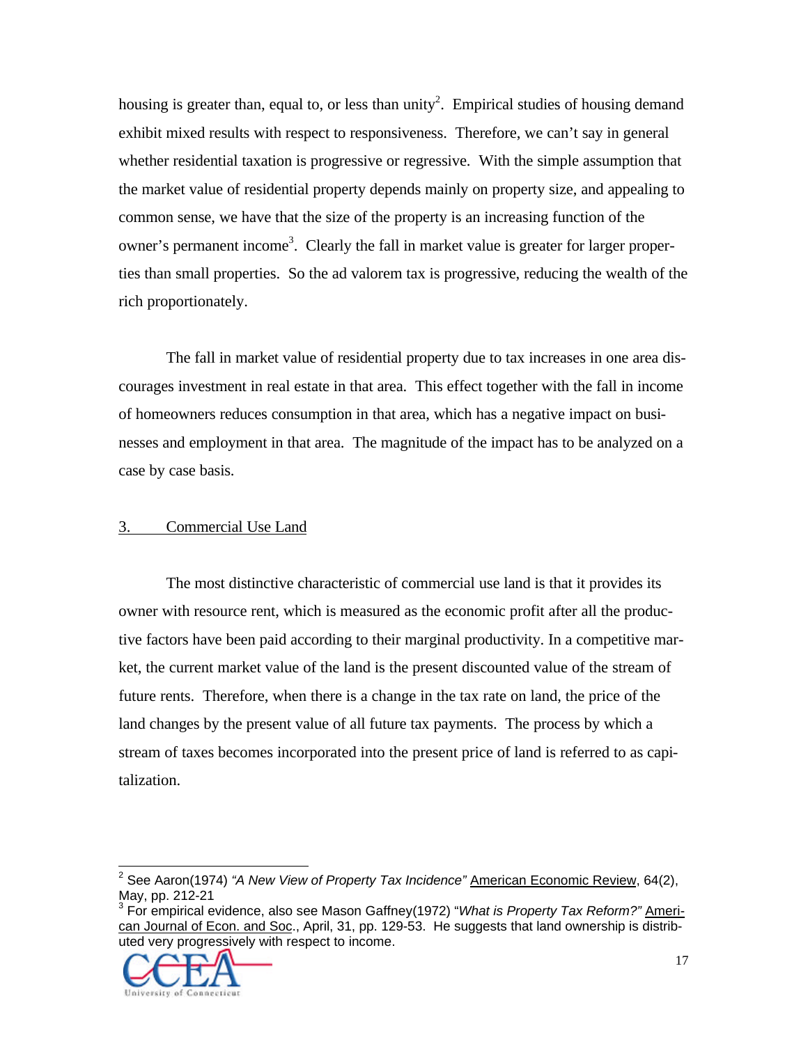housing is greater than, equal to, or less than unity[2]. Empirical studies of housing demand exhibit mixed results with respect to responsiveness. Therefore, we can't say in general whether residential taxation is progressive or regressive. With the simple assumption that the market value of residential property depends mainly on property size, and appealing to common sense, we have that the size of the property is an increasing function of the owner's permanent income[3]. Clearly the fall in market value is greater for larger properties than small properties. So the ad valorem tax is progressive, reducing the wealth of the rich proportionately.

The fall in market value of residential property due to tax increases in one area discourages investment in real estate in that area. This effect together with the fall in income of homeowners reduces consumption in that area, which has a negative impact on businesses and employment in that area. The magnitude of the impact has to be analyzed on a case by case basis.

### 3. Commercial Use Land

The most distinctive characteristic of commercial use land is that it provides its owner with resource rent, which is measured as the economic profit after all the productive factors have been paid according to their marginal productivity. In a competitive market, the current market value of the land is the present discounted value of the stream of future rents. Therefore, when there is a change in the tax rate on land, the price of the land changes by the present value of all future tax payments. The process by which a stream of taxes becomes incorporated into the present price of land is referred to as capitalization.

---

[2] See Aaron(1974) *"A New View of Property Tax Incidence"* American Economic Review, 64(2), May, pp. 212-21

[3] For empirical evidence, also see Mason Gaffney(1972) "*What is Property Tax Reform?"* American Journal of Econ. and Soc., April, 31, pp. 129-53. He suggests that land ownership is distributed very progressively with respect to income.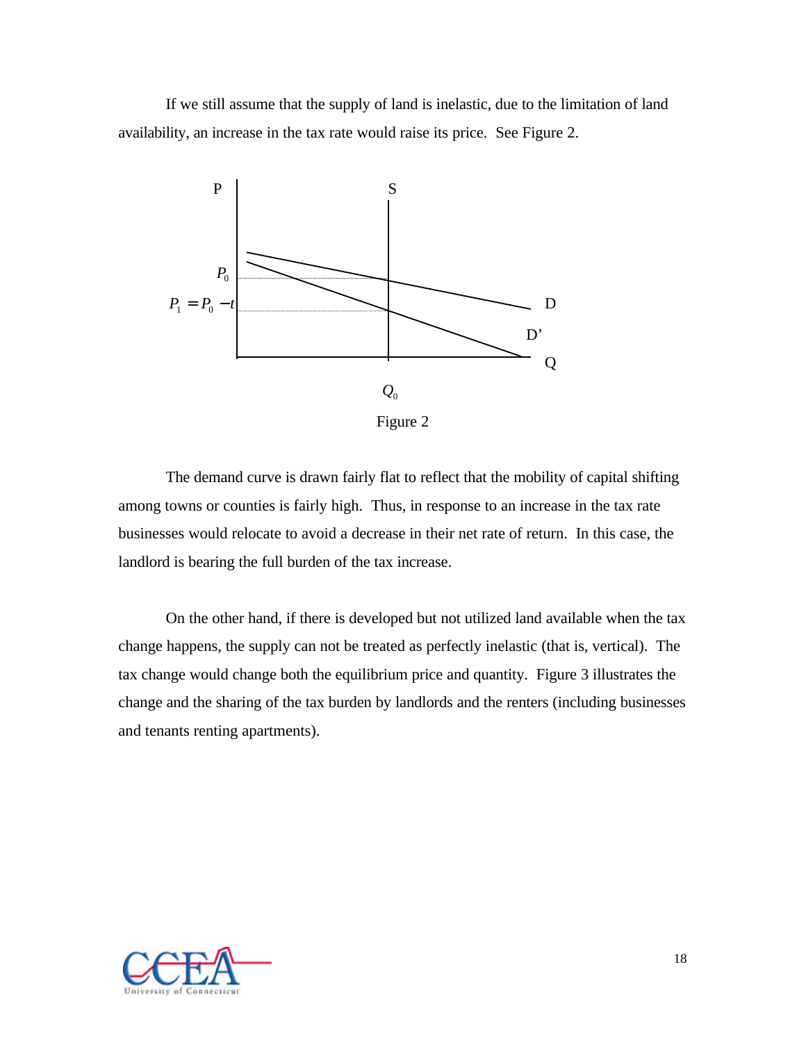If we still assume that the supply of land is inelastic, due to the limitation of land availability, an increase in the tax rate would raise its price. See Figure 2.

Figure 2

The demand curve is drawn fairly flat to reflect that the mobility of capital shifting among towns or counties is fairly high. Thus, in response to an increase in the tax rate businesses would relocate to avoid a decrease in their net rate of return. In this case, the landlord is bearing the full burden of the tax increase.

On the other hand, if there is developed but not utilized land available when the tax change happens, the supply can not be treated as perfectly inelastic (that is, vertical). The tax change would change both the equilibrium price and quantity. Figure 3 illustrates the change and the sharing of the tax burden by landlords and the renters (including businesses and tenants renting apartments).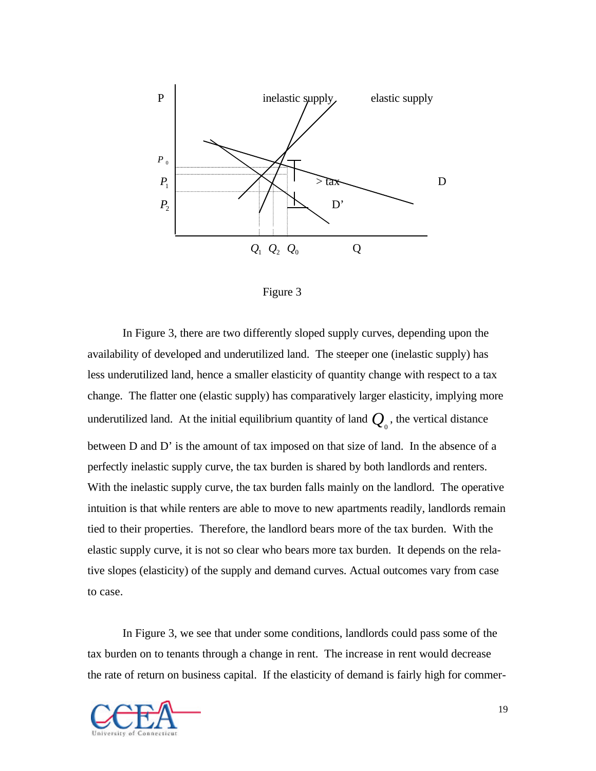Figure 3

In Figure 3, there are two differently sloped supply curves, depending upon the availability of developed and underutilized land. The steeper one (inelastic supply) has less underutilized land, hence a smaller elasticity of quantity change with respect to a tax change. The flatter one (elastic supply) has comparatively larger elasticity, implying more underutilized land. At the initial equilibrium quantity of land $Q_0$, the vertical distance between D and D' is the amount of tax imposed on that size of land. In the absence of a perfectly inelastic supply curve, the tax burden is shared by both landlords and renters. With the inelastic supply curve, the tax burden falls mainly on the landlord. The operative intuition is that while renters are able to move to new apartments readily, landlords remain tied to their properties. Therefore, the landlord bears more of the tax burden. With the elastic supply curve, it is not so clear who bears more tax burden. It depends on the relative slopes (elasticity) of the supply and demand curves. Actual outcomes vary from case to case.

In Figure 3, we see that under some conditions, landlords could pass some of the tax burden on to tenants through a change in rent. The increase in rent would decrease the rate of return on business capital. If the elasticity of demand is fairly high for commer-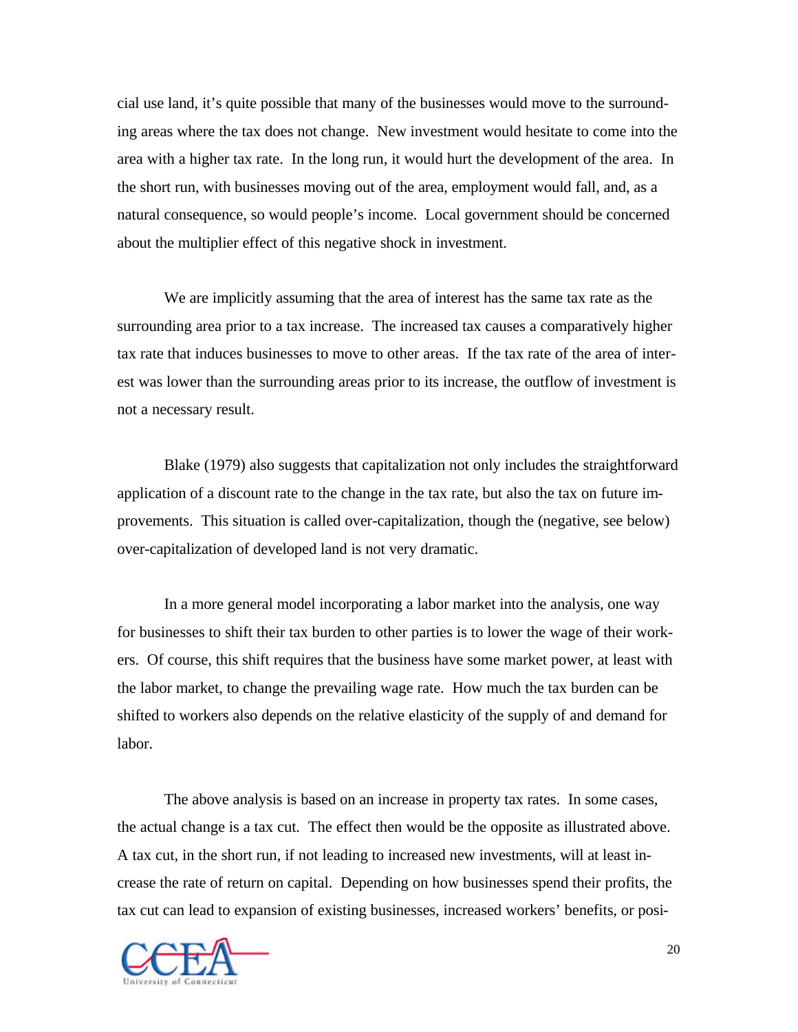cial use land, it's quite possible that many of the businesses would move to the surrounding areas where the tax does not change. New investment would hesitate to come into the area with a higher tax rate. In the long run, it would hurt the development of the area. In the short run, with businesses moving out of the area, employment would fall, and, as a natural consequence, so would people's income. Local government should be concerned about the multiplier effect of this negative shock in investment.

We are implicitly assuming that the area of interest has the same tax rate as the surrounding area prior to a tax increase. The increased tax causes a comparatively higher tax rate that induces businesses to move to other areas. If the tax rate of the area of interest was lower than the surrounding areas prior to its increase, the outflow of investment is not a necessary result.

Blake (1979) also suggests that capitalization not only includes the straightforward application of a discount rate to the change in the tax rate, but also the tax on future improvements. This situation is called over-capitalization, though the (negative, see below) over-capitalization of developed land is not very dramatic.

In a more general model incorporating a labor market into the analysis, one way for businesses to shift their tax burden to other parties is to lower the wage of their workers. Of course, this shift requires that the business have some market power, at least with the labor market, to change the prevailing wage rate. How much the tax burden can be shifted to workers also depends on the relative elasticity of the supply of and demand for labor.

The above analysis is based on an increase in property tax rates. In some cases, the actual change is a tax cut. The effect then would be the opposite as illustrated above. A tax cut, in the short run, if not leading to increased new investments, will at least increase the rate of return on capital. Depending on how businesses spend their profits, the tax cut can lead to expansion of existing businesses, increased workers' benefits, or posi-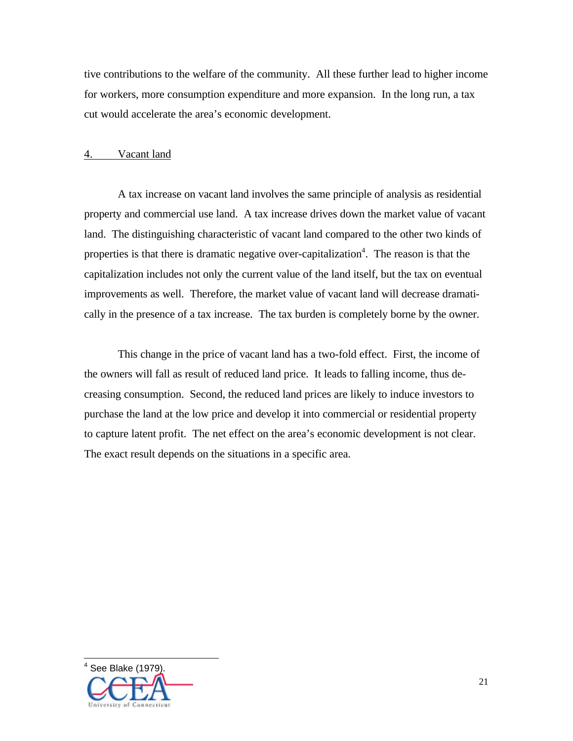tive contributions to the welfare of the community. All these further lead to higher income for workers, more consumption expenditure and more expansion. In the long run, a tax cut would accelerate the area's economic development.

4. Vacant land

A tax increase on vacant land involves the same principle of analysis as residential property and commercial use land. A tax increase drives down the market value of vacant land. The distinguishing characteristic of vacant land compared to the other two kinds of properties is that there is dramatic negative over-capitalization[4]. The reason is that the capitalization includes not only the current value of the land itself, but the tax on eventual improvements as well. Therefore, the market value of vacant land will decrease dramatically in the presence of a tax increase. The tax burden is completely borne by the owner.

This change in the price of vacant land has a two-fold effect. First, the income of the owners will fall as result of reduced land price. It leads to falling income, thus decreasing consumption. Second, the reduced land prices are likely to induce investors to purchase the land at the low price and develop it into commercial or residential property to capture latent profit. The net effect on the area's economic development is not clear. The exact result depends on the situations in a specific area.

[4] See Blake (1979).